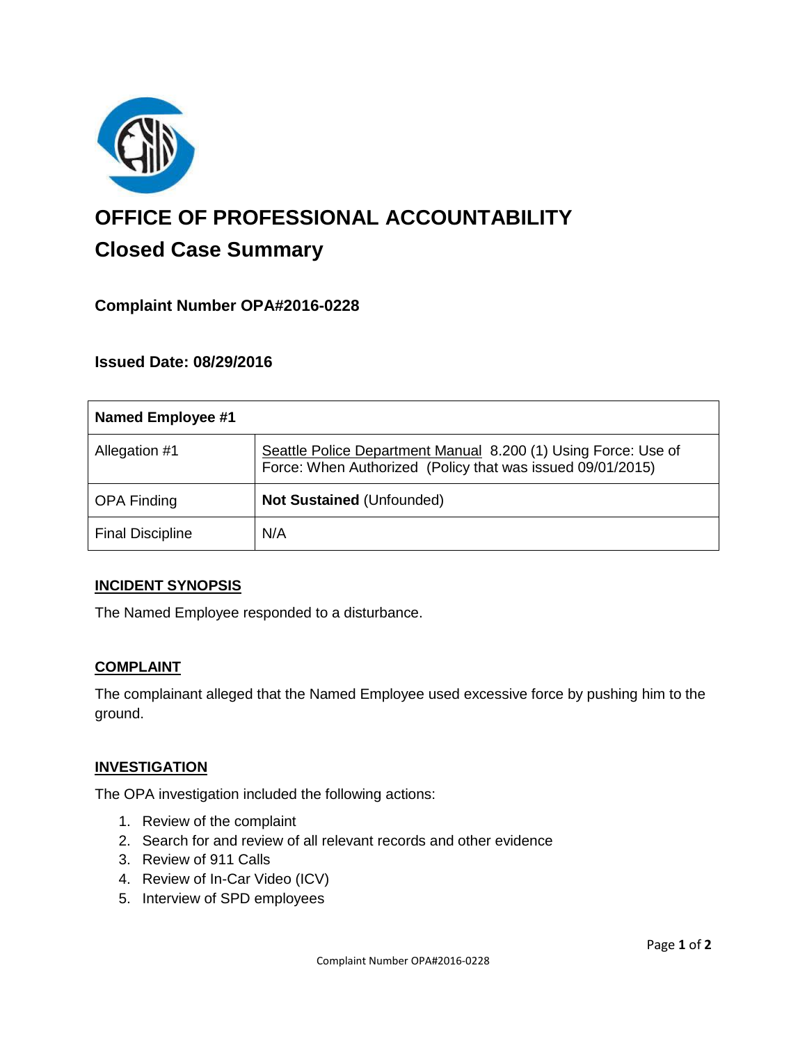# OFFICE OF PROFESSIONAL ACCOUNTABILITY

## Closed Case Summary

### Complaint Number OPA#2016-0228

### Issued Date: 08/29/2016

| Named Employee #1 | |
|---|---|
| Allegation #1 | Seattle Police Department Manual 8.200 (1) Using Force: Use of Force: When Authorized (Policy that was issued 09/01/2015) |
| OPA Finding | **Not Sustained** (Unfounded) |
| Final Discipline | N/A |

### INCIDENT SYNOPSIS

The Named Employee responded to a disturbance.

### COMPLAINT

The complainant alleged that the Named Employee used excessive force by pushing him to the ground.

### INVESTIGATION

The OPA investigation included the following actions:

1. Review of the complaint
2. Search for and review of all relevant records and other evidence
3. Review of 911 Calls
4. Review of In-Car Video (ICV)
5. Interview of SPD employees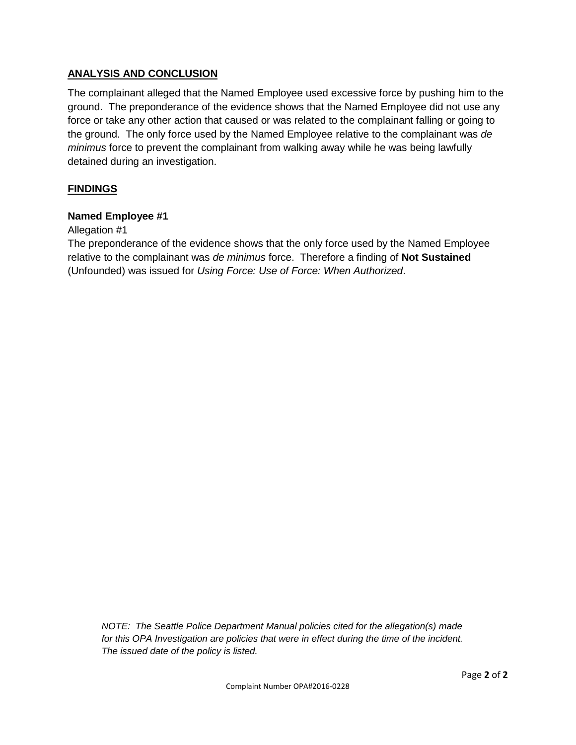## ANALYSIS AND CONCLUSION

The complainant alleged that the Named Employee used excessive force by pushing him to the ground. The preponderance of the evidence shows that the Named Employee did not use any force or take any other action that caused or was related to the complainant falling or going to the ground. The only force used by the Named Employee relative to the complainant was *de minimus* force to prevent the complainant from walking away while he was being lawfully detained during an investigation.

## FINDINGS

**Named Employee #1**

Allegation #1

The preponderance of the evidence shows that the only force used by the Named Employee relative to the complainant was *de minimus* force. Therefore a finding of **Not Sustained** (Unfounded) was issued for *Using Force: Use of Force: When Authorized*.

*NOTE: The Seattle Police Department Manual policies cited for the allegation(s) made for this OPA Investigation are policies that were in effect during the time of the incident. The issued date of the policy is listed.*

Complaint Number OPA#2016-0228